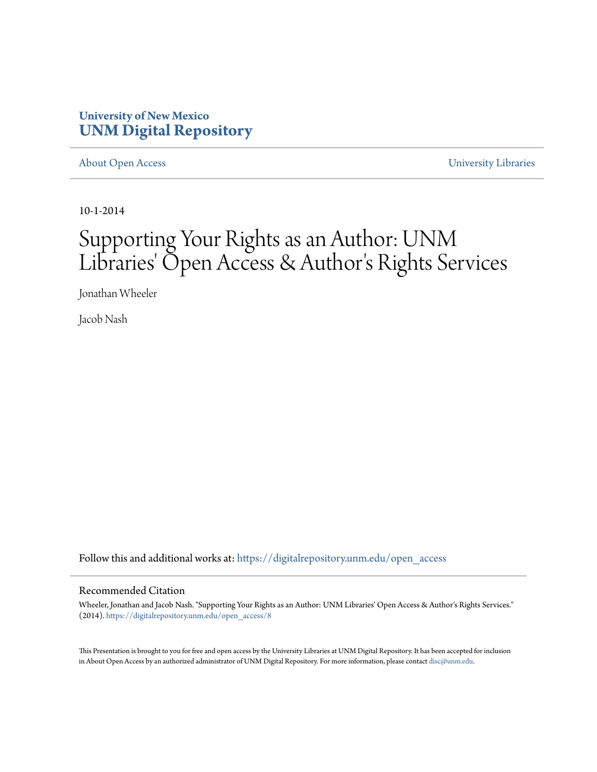University of New Mexico
**UNM Digital Repository**

About Open Access | University Libraries

10-1-2014

# Supporting Your Rights as an Author: UNM Libraries' Open Access & Author's Rights Services

Jonathan Wheeler

Jacob Nash

Follow this and additional works at: https://digitalrepository.unm.edu/open_access

## Recommended Citation

Wheeler, Jonathan and Jacob Nash. "Supporting Your Rights as an Author: UNM Libraries' Open Access & Author's Rights Services." (2014). https://digitalrepository.unm.edu/open_access/8

This Presentation is brought to you for free and open access by the University Libraries at UNM Digital Repository. It has been accepted for inclusion in About Open Access by an authorized administrator of UNM Digital Repository. For more information, please contact disc@unm.edu.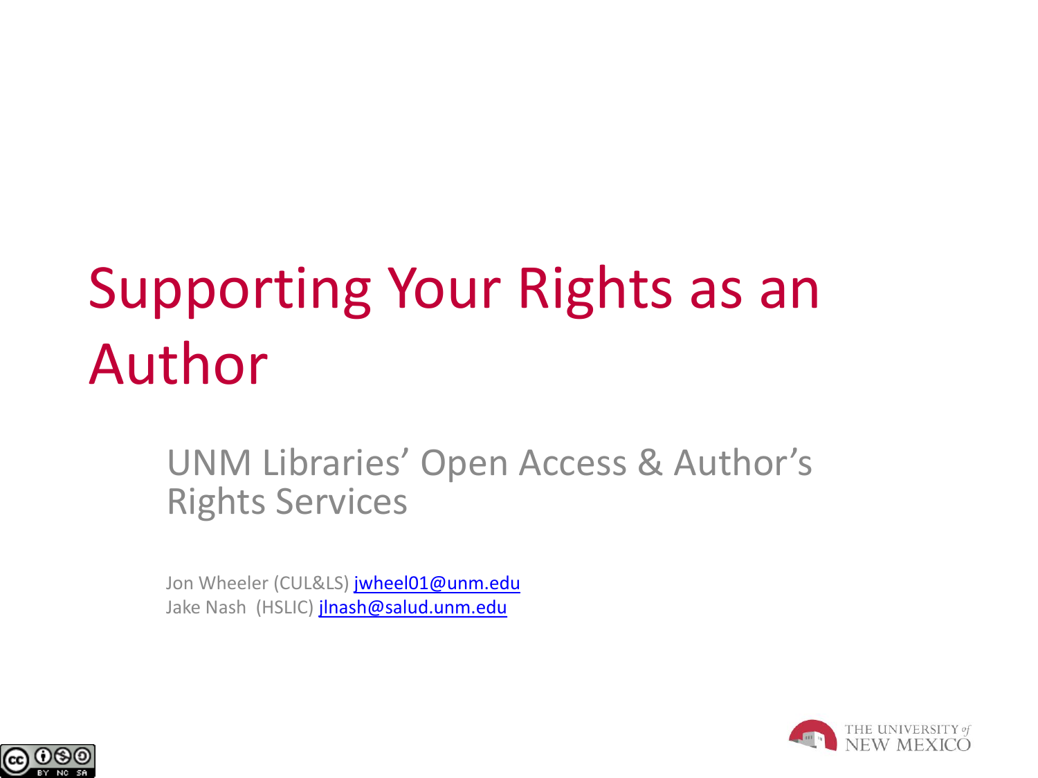# Supporting Your Rights as an Author

## UNM Libraries' Open Access & Author's Rights Services

Jon Wheeler (CUL&LS) jwheel01@unm.edu
Jake Nash (HSLIC) jlnash@salud.unm.edu

THE UNIVERSITY of NEW MEXICO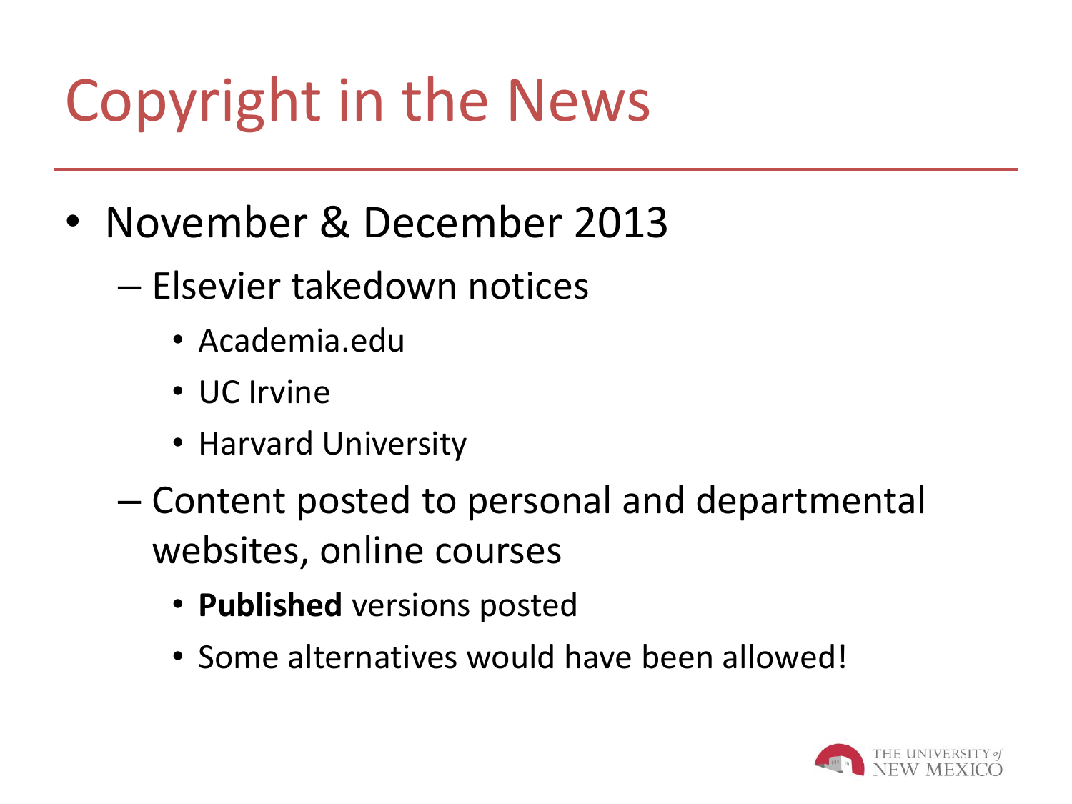# Copyright in the News

- November & December 2013
  - Elsevier takedown notices
    - Academia.edu
    - UC Irvine
    - Harvard University
  - Content posted to personal and departmental websites, online courses
    - **Published** versions posted
    - Some alternatives would have been allowed!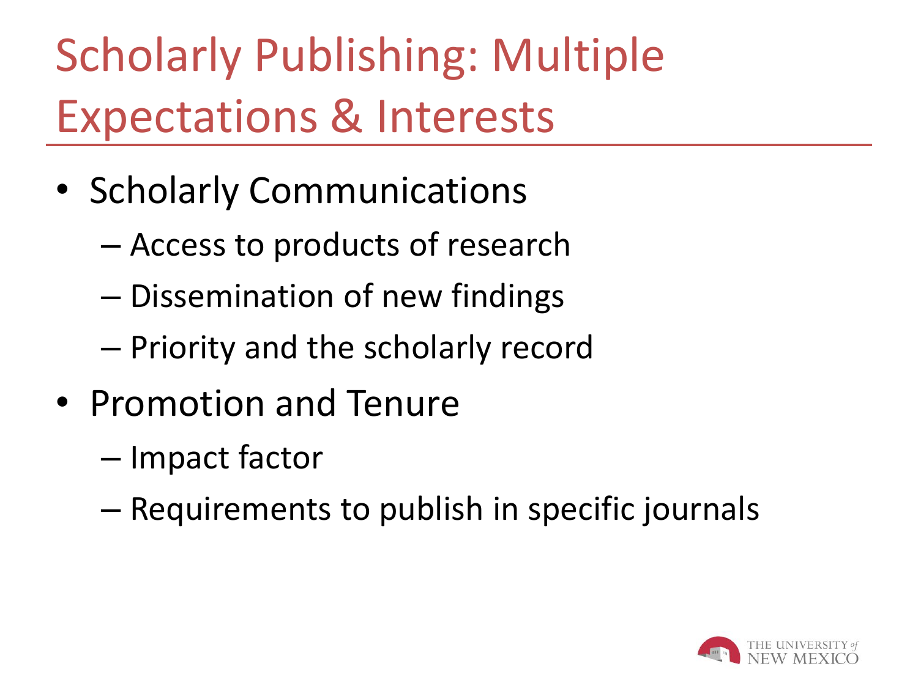# Scholarly Publishing: Multiple Expectations & Interests

- Scholarly Communications
  - Access to products of research
  - Dissemination of new findings
  - Priority and the scholarly record
- Promotion and Tenure
  - Impact factor
  - Requirements to publish in specific journals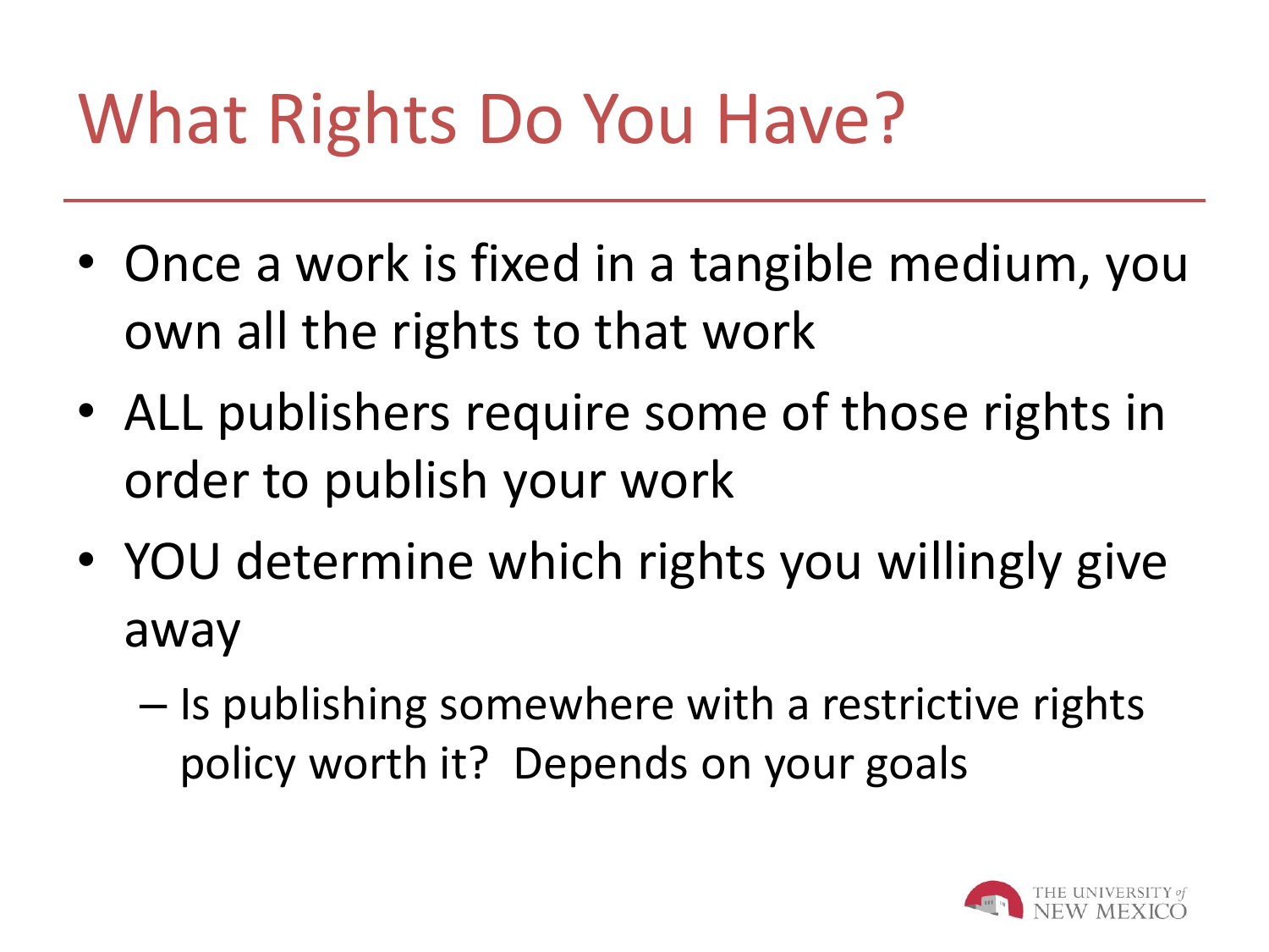# What Rights Do You Have?

- Once a work is fixed in a tangible medium, you own all the rights to that work
- ALL publishers require some of those rights in order to publish your work
- YOU determine which rights you willingly give away
  - Is publishing somewhere with a restrictive rights policy worth it? Depends on your goals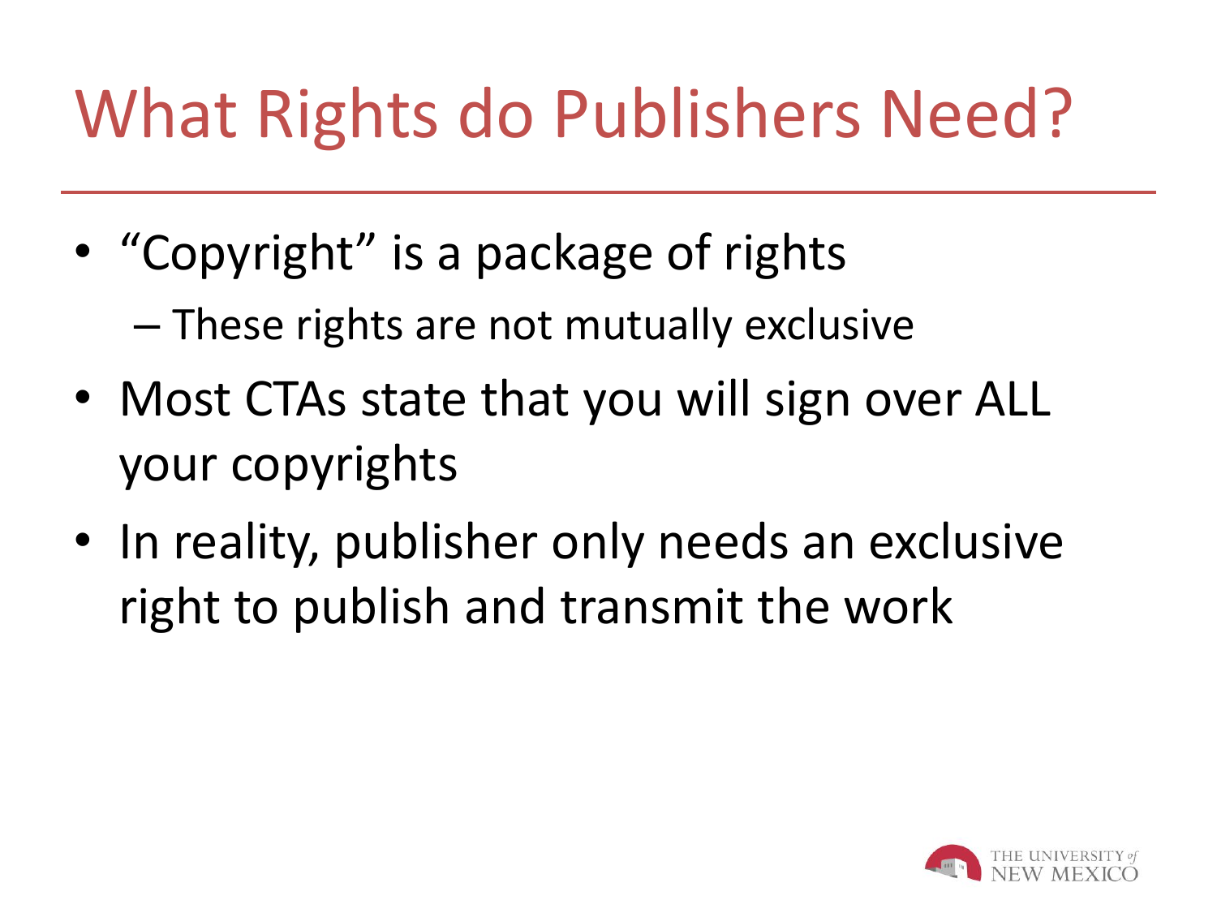# What Rights do Publishers Need?

- "Copyright" is a package of rights
  - These rights are not mutually exclusive
- Most CTAs state that you will sign over ALL your copyrights
- In reality, publisher only needs an exclusive right to publish and transmit the work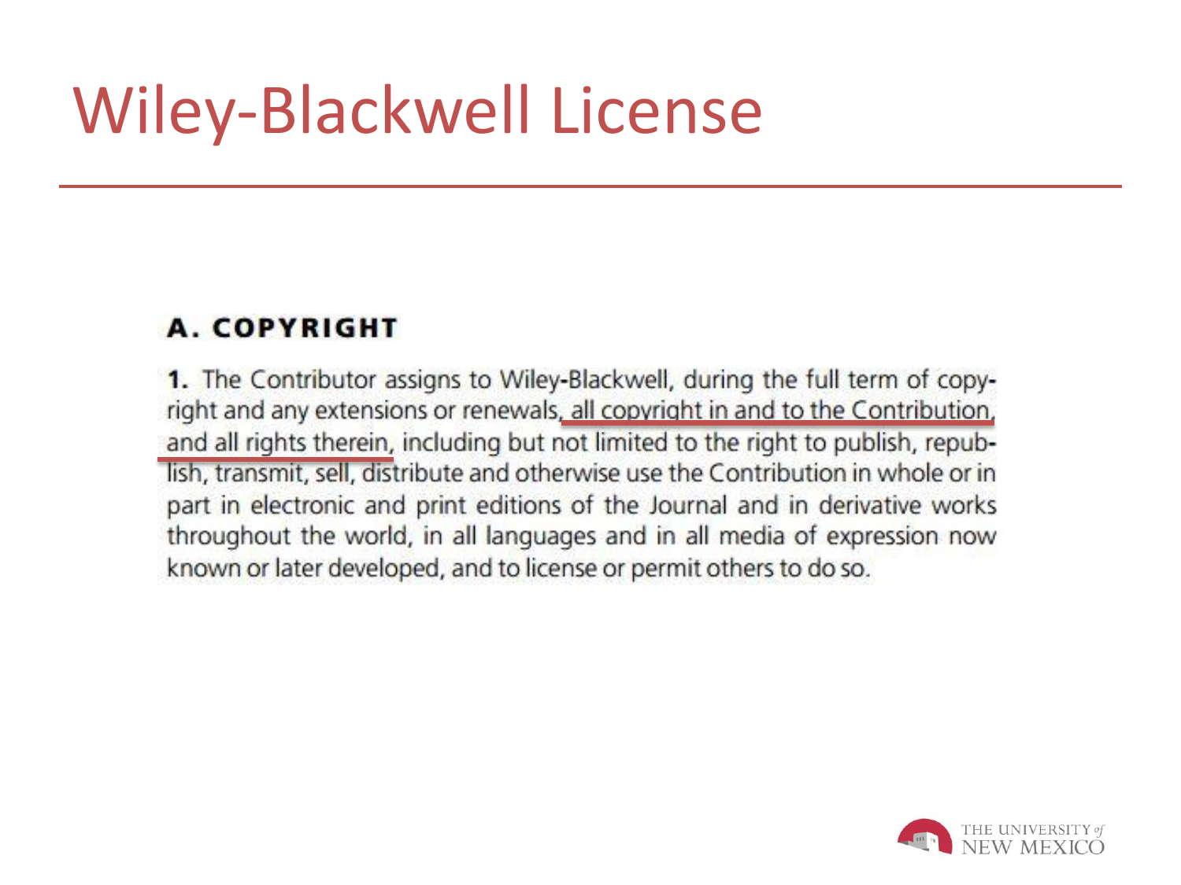# Wiley-Blackwell License

**A. COPYRIGHT**

**1.** The Contributor assigns to Wiley-Blackwell, during the full term of copyright and any extensions or renewals, all copyright in and to the Contribution, and all rights therein, including but not limited to the right to publish, republish, transmit, sell, distribute and otherwise use the Contribution in whole or in part in electronic and print editions of the Journal and in derivative works throughout the world, in all languages and in all media of expression now known or later developed, and to license or permit others to do so.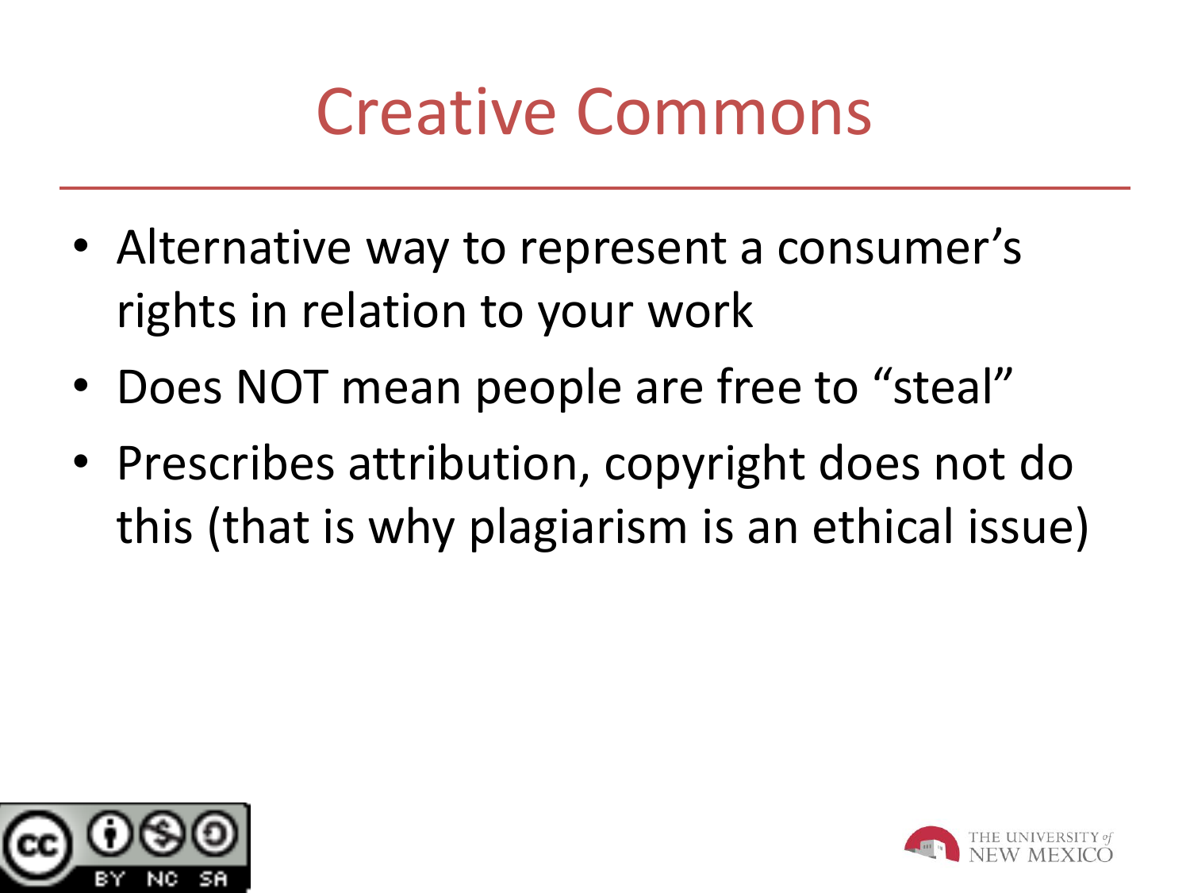# Creative Commons

- Alternative way to represent a consumer's rights in relation to your work
- Does NOT mean people are free to "steal"
- Prescribes attribution, copyright does not do this (that is why plagiarism is an ethical issue)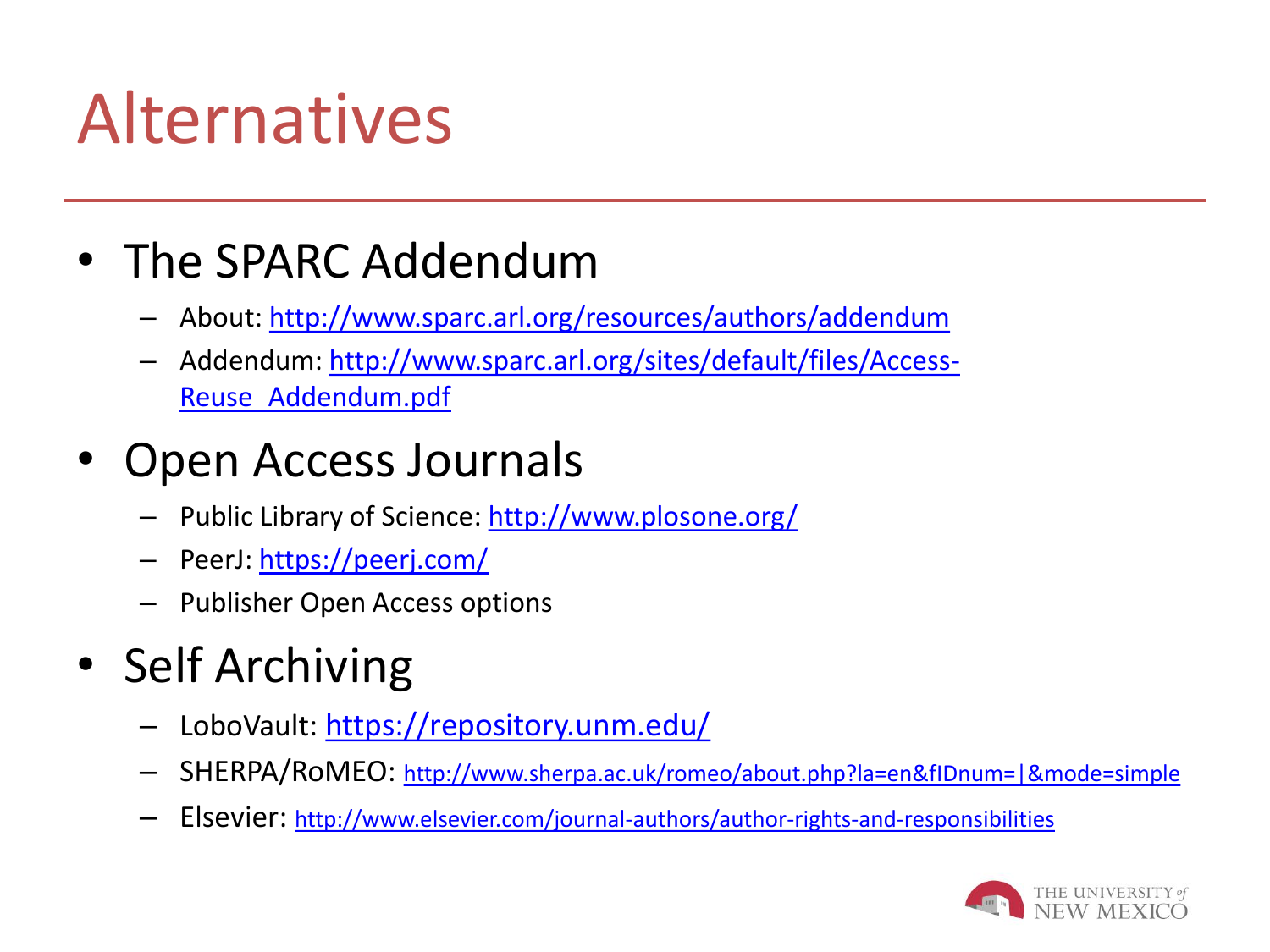# Alternatives

- The SPARC Addendum
  - About: http://www.sparc.arl.org/resources/authors/addendum
  - Addendum: http://www.sparc.arl.org/sites/default/files/Access-Reuse_Addendum.pdf
- Open Access Journals
  - Public Library of Science: http://www.plosone.org/
  - PeerJ: https://peerj.com/
  - Publisher Open Access options
- Self Archiving
  - LoboVault: https://repository.unm.edu/
  - SHERPA/RoMEO: http://www.sherpa.ac.uk/romeo/about.php?la=en&fIDnum=|&mode=simple
  - Elsevier: http://www.elsevier.com/journal-authors/author-rights-and-responsibilities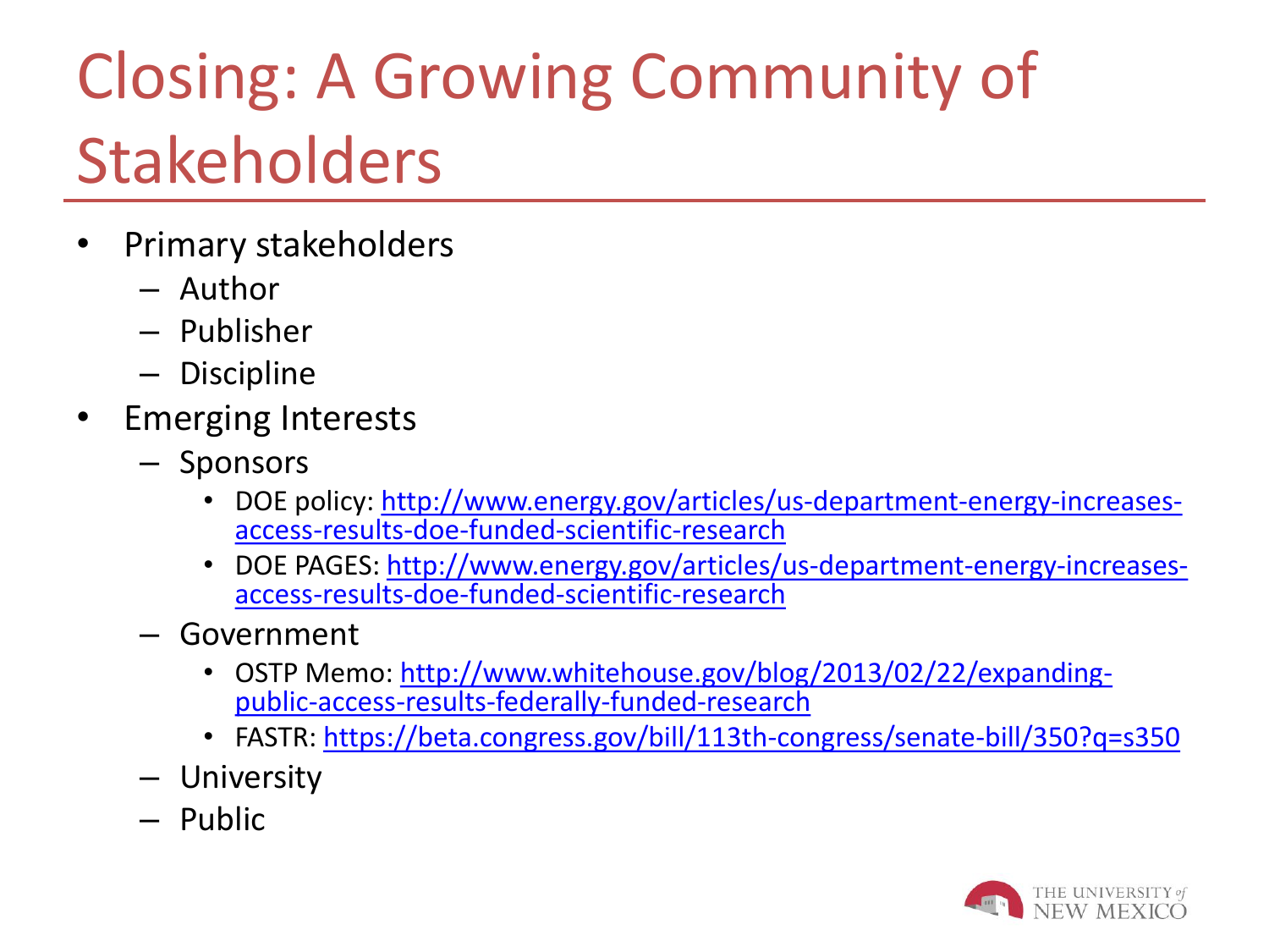# Closing: A Growing Community of Stakeholders

- Primary stakeholders
  - Author
  - Publisher
  - Discipline
- Emerging Interests
  - Sponsors
    - DOE policy: http://www.energy.gov/articles/us-department-energy-increases-access-results-doe-funded-scientific-research
    - DOE PAGES: http://www.energy.gov/articles/us-department-energy-increases-access-results-doe-funded-scientific-research
  - Government
    - OSTP Memo: http://www.whitehouse.gov/blog/2013/02/22/expanding-public-access-results-federally-funded-research
    - FASTR: https://beta.congress.gov/bill/113th-congress/senate-bill/350?q=s350
  - University
  - Public